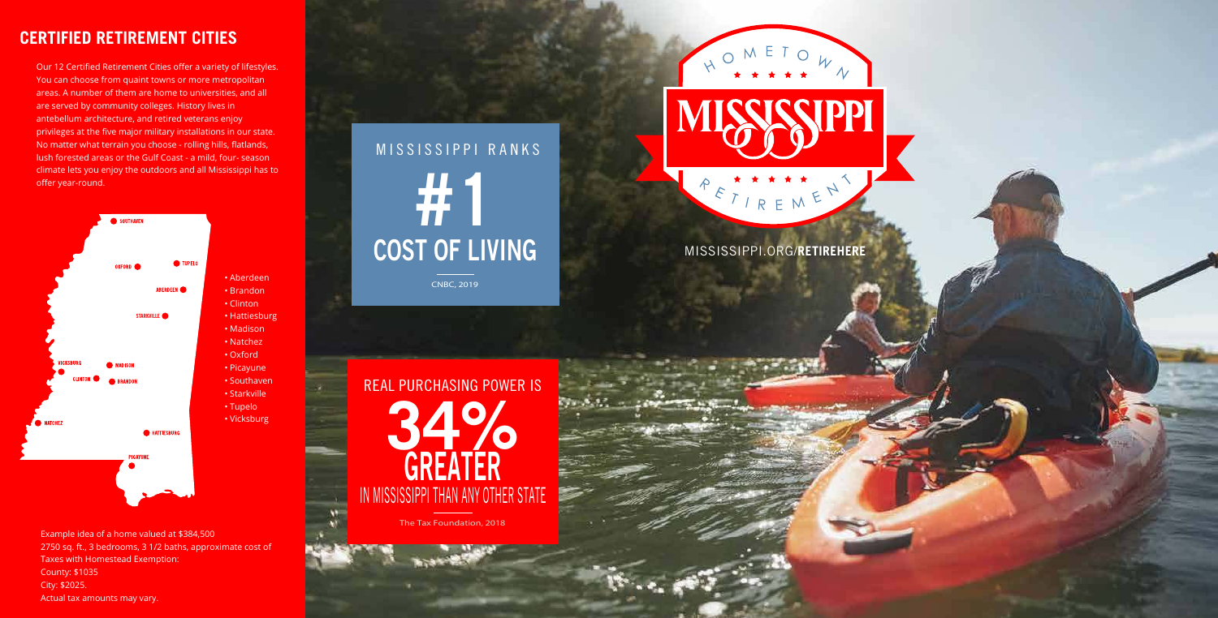## CERTIFIED RETIREMENT CITIES

Our 12 Certified Retirement Cities offer a variety of lifestyles. You can choose from quaint towns or more metropolitan areas. A number of them are home to universities, and all are served by community colleges. History lives in antebellum architecture, and retired veterans enjoy privileges at the five major military installations in our state. No matter what terrain you choose - rolling hills, flatlands, lush forested areas or the Gulf Coast - a mild, four- season climate lets you enjoy the outdoors and all Mississippi has to offer year-round.

- Aberdeen
- Brandon
- Clinton
- Hattiesburg
- Madison
- Natchez
- Oxford
- Picayune
- Southaven
- Starkville
- Tupelo
- Vicksburg

Example idea of a home valued at $384,500
2750 sq. ft., 3 bedrooms, 3 1/2 baths, approximate cost of Taxes with Homestead Exemption:
County: $1035
City: $2025.
Actual tax amounts may vary.

MISSISSIPPI RANKS

# #1

## COST OF LIVING

CNBC, 2019

REAL PURCHASING POWER IS

# 34% GREATER

IN MISSISSIPPI THAN ANY OTHER STATE

The Tax Foundation, 2018

HOMETOWN MISSISSIPPI RETIREMENT

MISSISSIPPI.ORG/**RETIREHERE**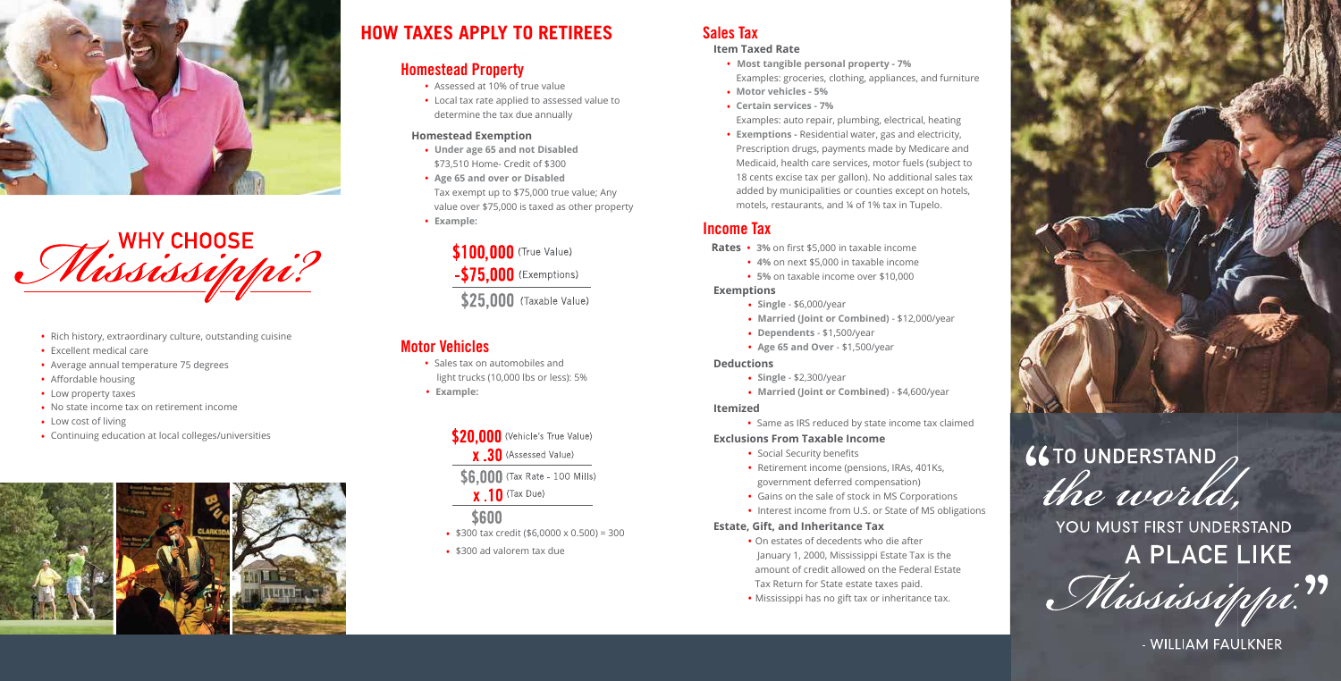## WHY CHOOSE *Mississippi?*

- Rich history, extraordinary culture, outstanding cuisine
- Excellent medical care
- Average annual temperature 75 degrees
- Affordable housing
- Low property taxes
- No state income tax on retirement income
- Low cost of living
- Continuing education at local colleges/universities

# HOW TAXES APPLY TO RETIREES

## Homestead Property

- Assessed at 10% of true value
- Local tax rate applied to assessed value to determine the tax due annually

### Homestead Exemption

- **Under age 65 and not Disabled**
  $73,510 Home- Credit of $300
- **Age 65 and over or Disabled**
  Tax exempt up to $75,000 true value; Any value over $75,000 is taxed as other property
- **Example:**

**$100,000** (True Value)
**-$75,000** (Exemptions)
**$25,000** (Taxable Value)

## Motor Vehicles

- Sales tax on automobiles and light trucks (10,000 lbs or less): 5%
- **Example:**

**$20,000** (Vehicle's True Value)
**x .30** (Assessed Value)
**$6,000** (Tax Rate - 100 Mills)
**x .10** (Tax Due)
**$600**

- $300 tax credit ($6,0000 x 0.500) = 300
- $300 ad valorem tax due

## Sales Tax

**Item Taxed Rate**

- **Most tangible personal property - 7%**
  Examples: groceries, clothing, appliances, and furniture
- **Motor vehicles - 5%**
- **Certain services - 7%**
  Examples: auto repair, plumbing, electrical, heating
- **Exemptions -** Residential water, gas and electricity, Prescription drugs, payments made by Medicare and Medicaid, health care services, motor fuels (subject to 18 cents excise tax per gallon). No additional sales tax added by municipalities or counties except on hotels, motels, restaurants, and ¼ of 1% tax in Tupelo.

## Income Tax

**Rates**
- **3%** on first $5,000 in taxable income
- **4%** on next $5,000 in taxable income
- **5%** on taxable income over $10,000

**Exemptions**
- **Single** - $6,000/year
- **Married (Joint or Combined)** - $12,000/year
- **Dependents** - $1,500/year
- **Age 65 and Over** - $1,500/year

**Deductions**
- **Single** - $2,300/year
- **Married (Joint or Combined)** - $4,600/year

**Itemized**
- Same as IRS reduced by state income tax claimed

**Exclusions From Taxable Income**
- Social Security benefits
- Retirement income (pensions, IRAs, 401Ks, government deferred compensation)
- Gains on the sale of stock in MS Corporations
- Interest income from U.S. or State of MS obligations

**Estate, Gift, and Inheritance Tax**
- On estates of decedents who die after January 1, 2000, Mississippi Estate Tax is the amount of credit allowed on the Federal Estate Tax Return for State estate taxes paid.
- Mississippi has no gift tax or inheritance tax.

"TO UNDERSTAND *the world,* YOU MUST FIRST UNDERSTAND A PLACE LIKE *Mississippi.*"

- WILLIAM FAULKNER